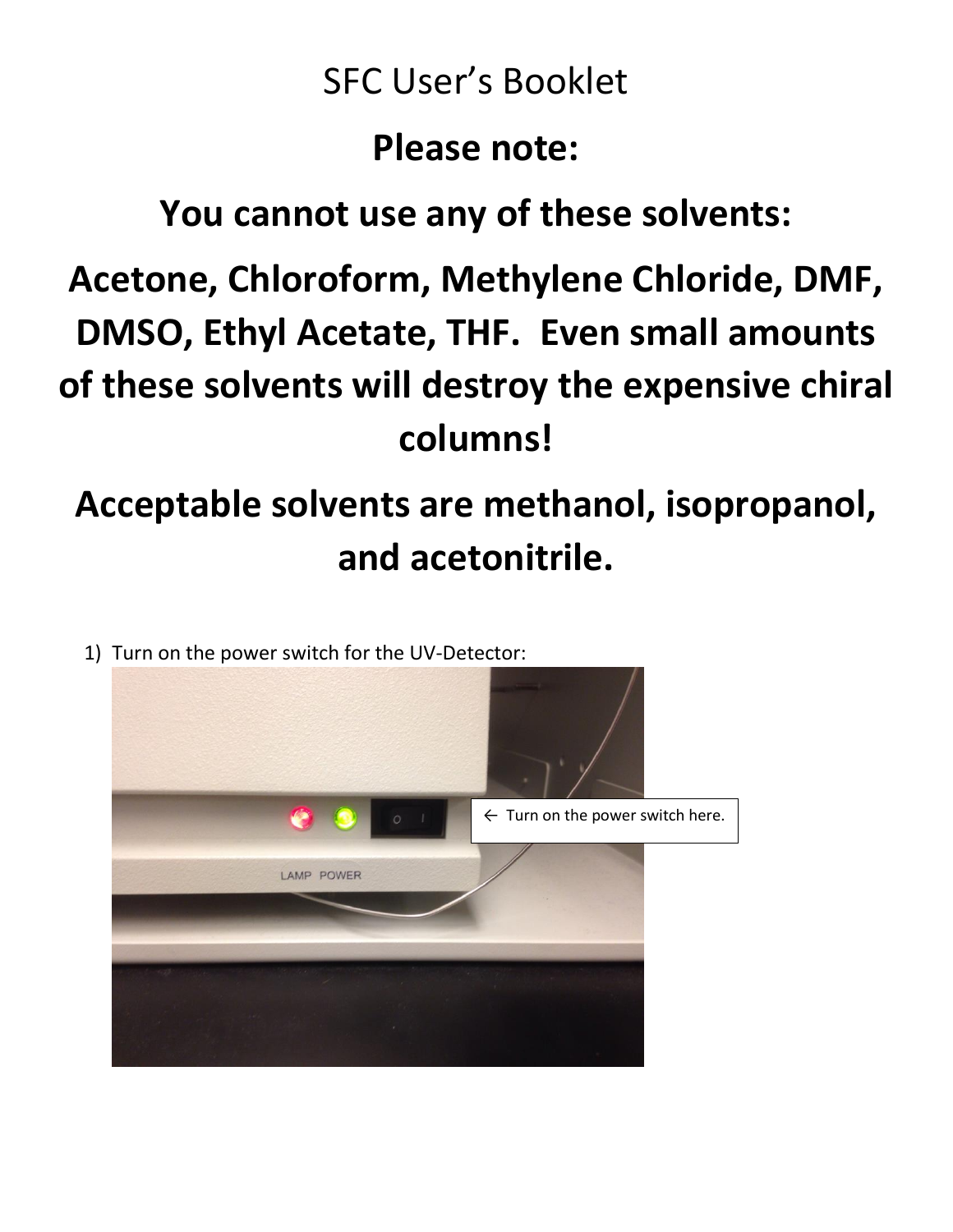# SFC User's Booklet

## Please note:

## You cannot use any of these solvents:

## Acetone, Chloroform, Methylene Chloride, DMF, DMSO, Ethyl Acetate, THF. Even small amounts of these solvents will destroy the expensive chiral columns!

## Acceptable solvents are methanol, isopropanol, and acetonitrile.

1) Turn on the power switch for the UV-Detector:

← Turn on the power switch here.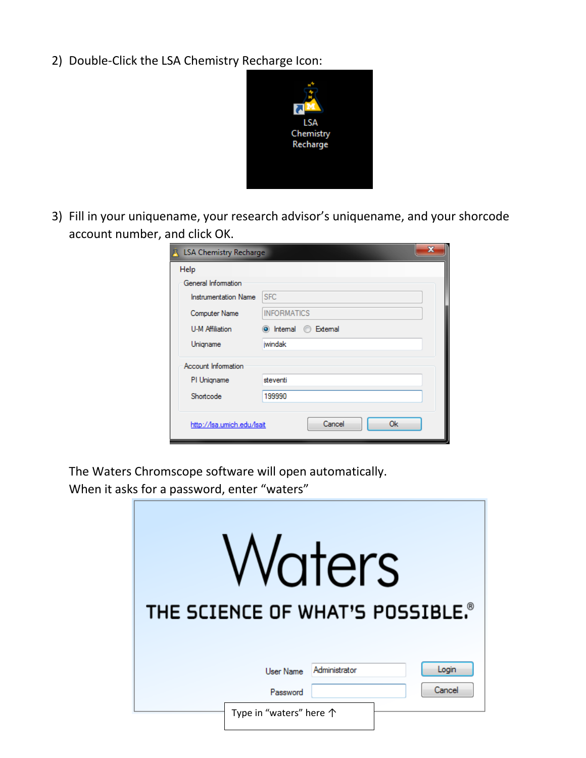2) Double-Click the LSA Chemistry Recharge Icon:

LSA Chemistry Recharge

3) Fill in your uniquename, your research advisor's uniquename, and your shorcode account number, and click OK.

LSA Chemistry Recharge

Help

General Information

| | |
|---|---|
| Instrumentation Name | SFC |
| Computer Name | INFORMATICS |
| U-M Affiliation | Internal / External |
| Uniqname | jwindak |

Account Information

| | |
|---|---|
| PI Uniqname | steventi |
| Shortcode | 199990 |

http://lsa.umich.edu/lsait  Cancel  Ok

The Waters Chromscope software will open automatically.
When it asks for a password, enter "waters"

Waters

THE SCIENCE OF WHAT'S POSSIBLE.®

User Name: Administrator  Login

Password:  Cancel

Type in "waters" here ↑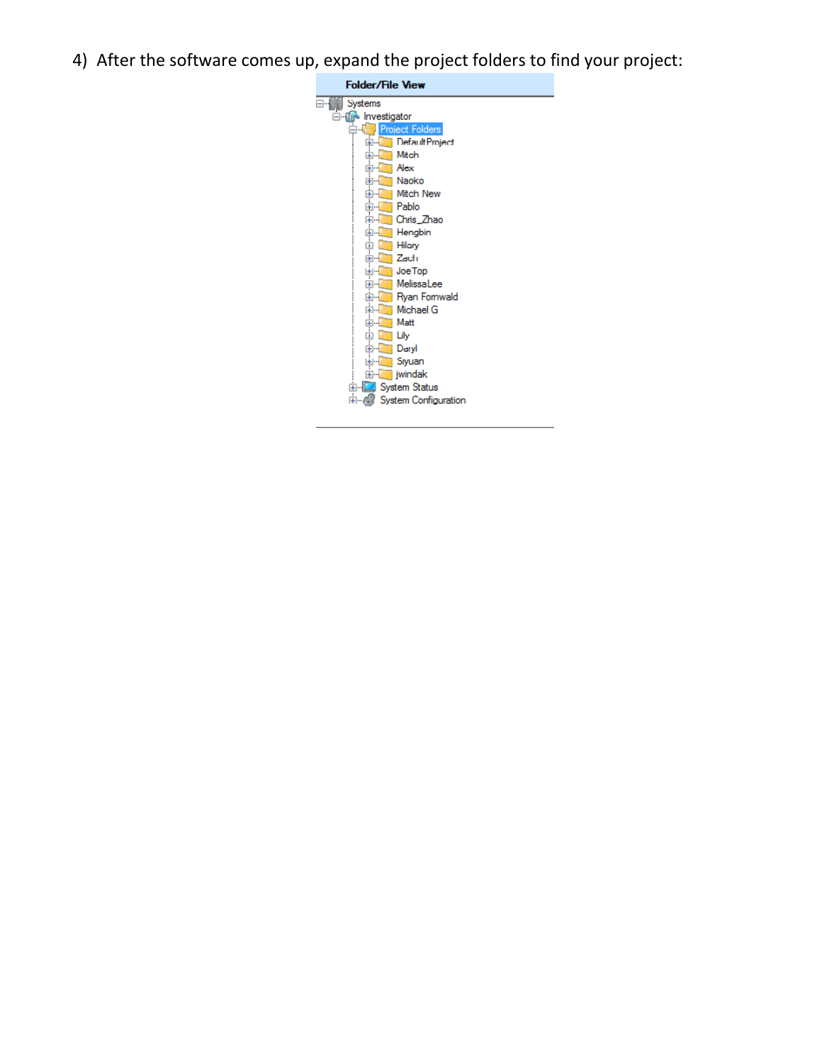4) After the software comes up, expand the project folders to find your project:

**Folder/File View**

- Systems
  - Investigator
    - Project Folders
      - DefaultProject
      - Mitch
      - Alex
      - Naoko
      - Mitch New
      - Pablo
      - Chris_Zhao
      - Hengbin
      - Hilary
      - Zach
      - Joe Top
      - MelissaLee
      - Ryan Fornwald
      - Michael G
      - Matt
      - Lily
      - Daryl
      - Siyuan
      - jwindak
    - System Status
    - System Configuration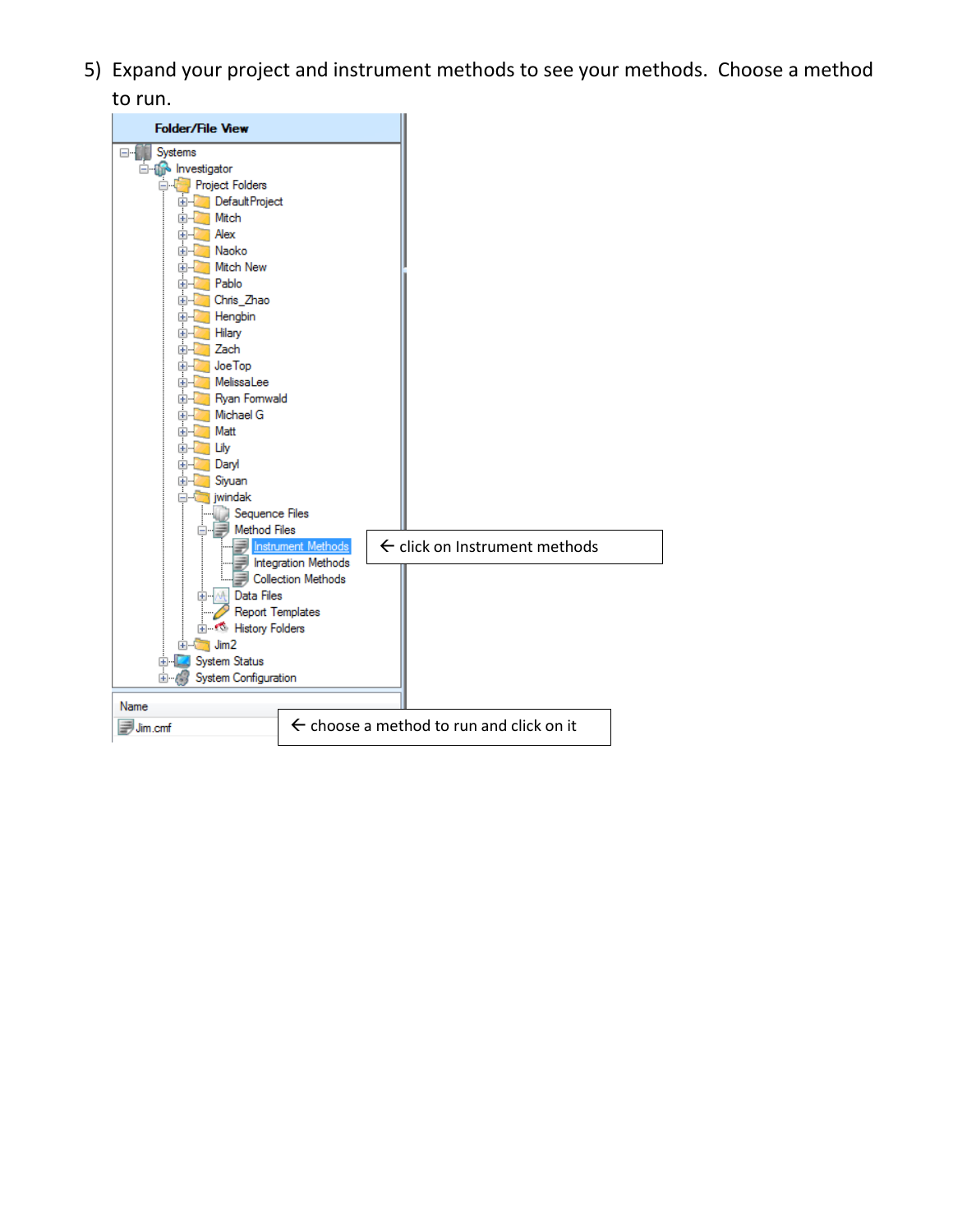5) Expand your project and instrument methods to see your methods. Choose a method to run.

Folder/File View

- Systems
  - Investigator
    - Project Folders
      - DefaultProject
      - Mitch
      - Alex
      - Naoko
      - Mitch New
      - Pablo
      - Chris_Zhao
      - Hengbin
      - Hilary
      - Zach
      - JoeTop
      - MelissaLee
      - Ryan Fomwald
      - Michael G
      - Matt
      - Lily
      - Daryl
      - Siyuan
      - jwindak
        - Sequence Files
        - Method Files
          - Instrument Methods ← click on Instrument methods
          - Integration Methods
          - Collection Methods
        - Data Files
        - Report Templates
        - History Folders
      - Jim2
    - System Status
    - System Configuration

| Name |
| --- |
| Jim.cmf ← choose a method to run and click on it |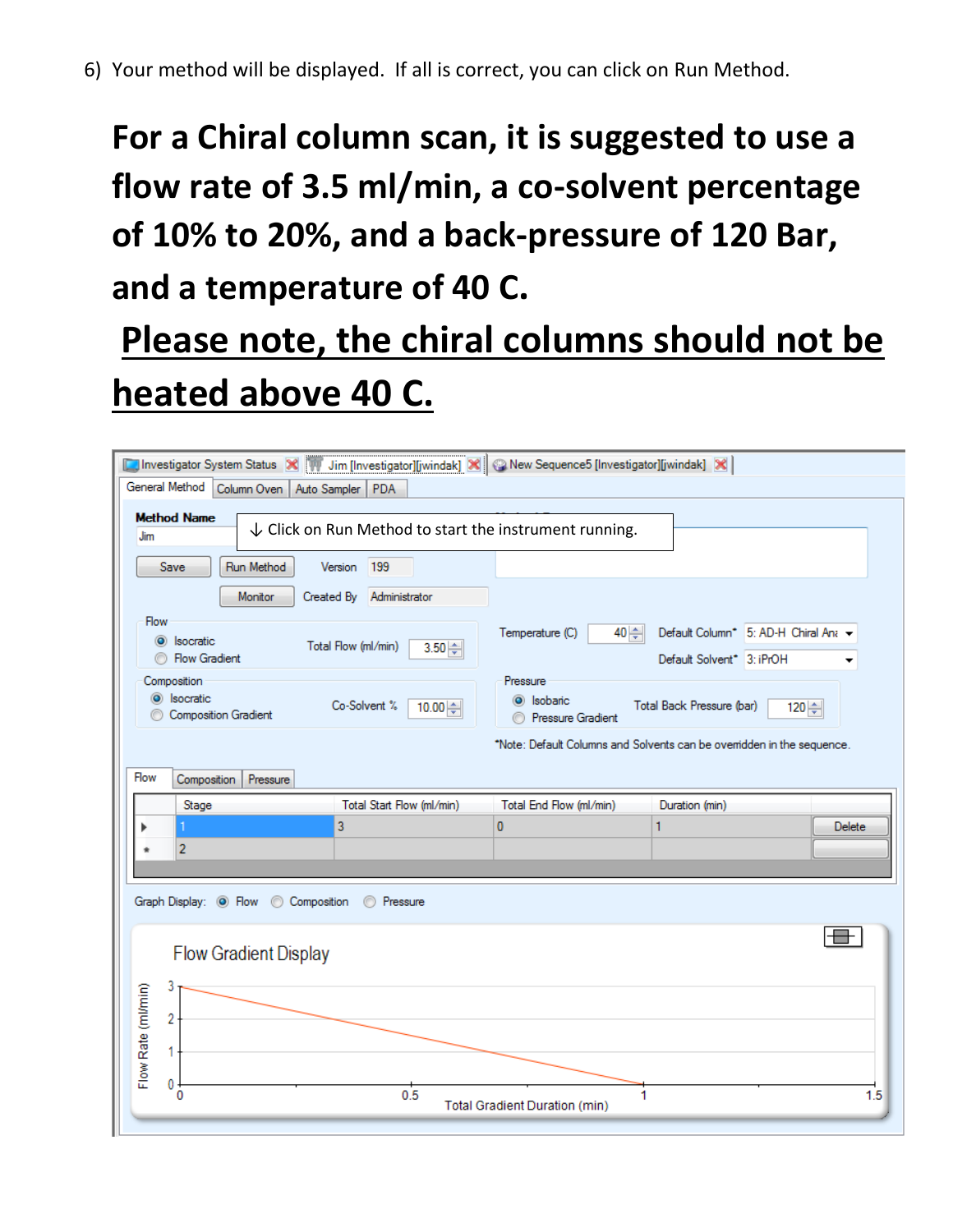6) Your method will be displayed. If all is correct, you can click on Run Method.

**For a Chiral column scan, it is suggested to use a flow rate of 3.5 ml/min, a co-solvent percentage of 10% to 20%, and a back-pressure of 120 Bar, and a temperature of 40 C.**

**<u>Please note, the chiral columns should not be heated above 40 C.</u>**

↓ Click on Run Method to start the instrument running.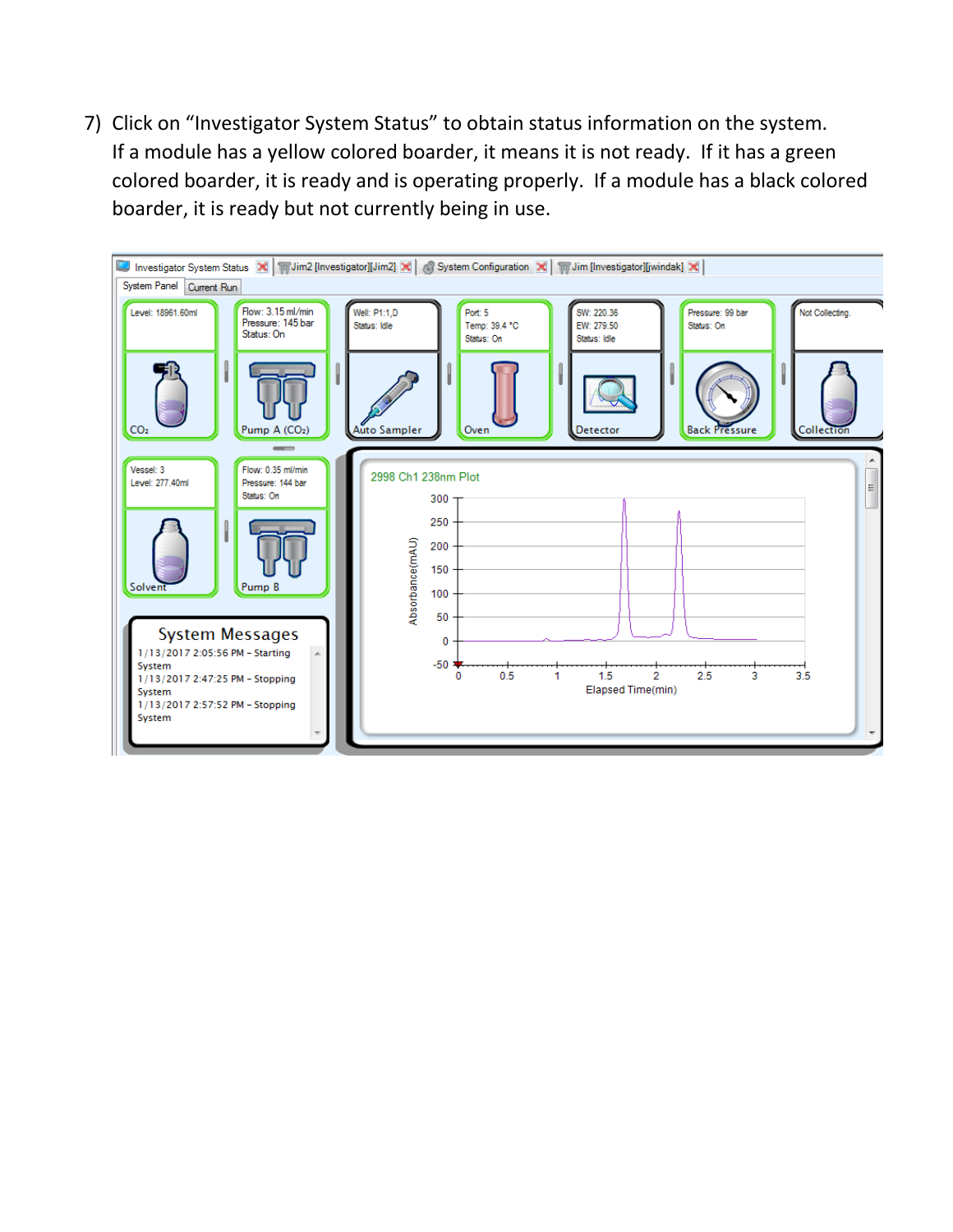7) Click on "Investigator System Status" to obtain status information on the system. If a module has a yellow colored boarder, it means it is not ready. If it has a green colored boarder, it is ready and is operating properly. If a module has a black colored boarder, it is ready but not currently being in use.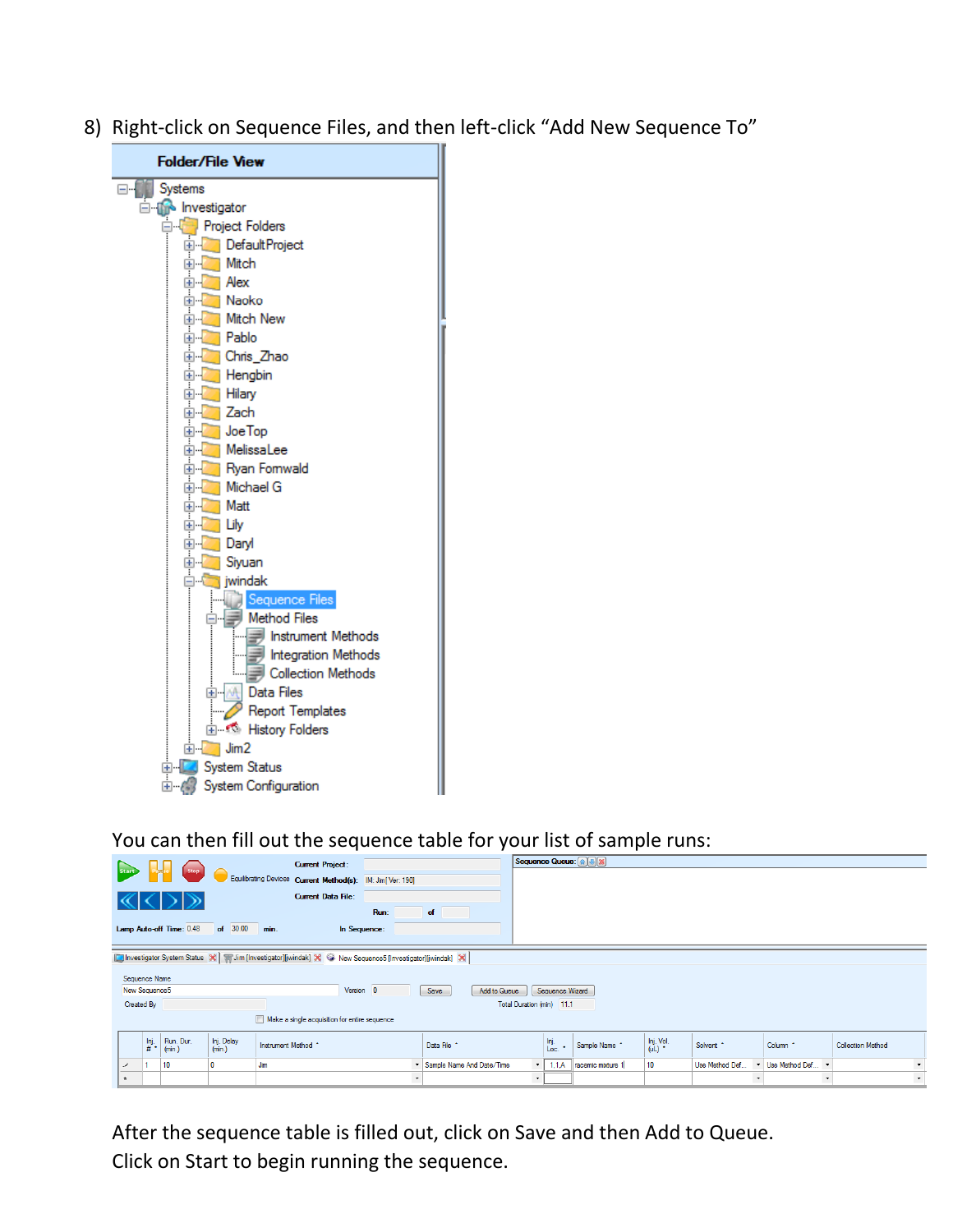8) Right-click on Sequence Files, and then left-click "Add New Sequence To"

You can then fill out the sequence table for your list of sample runs:

After the sequence table is filled out, click on Save and then Add to Queue.
Click on Start to begin running the sequence.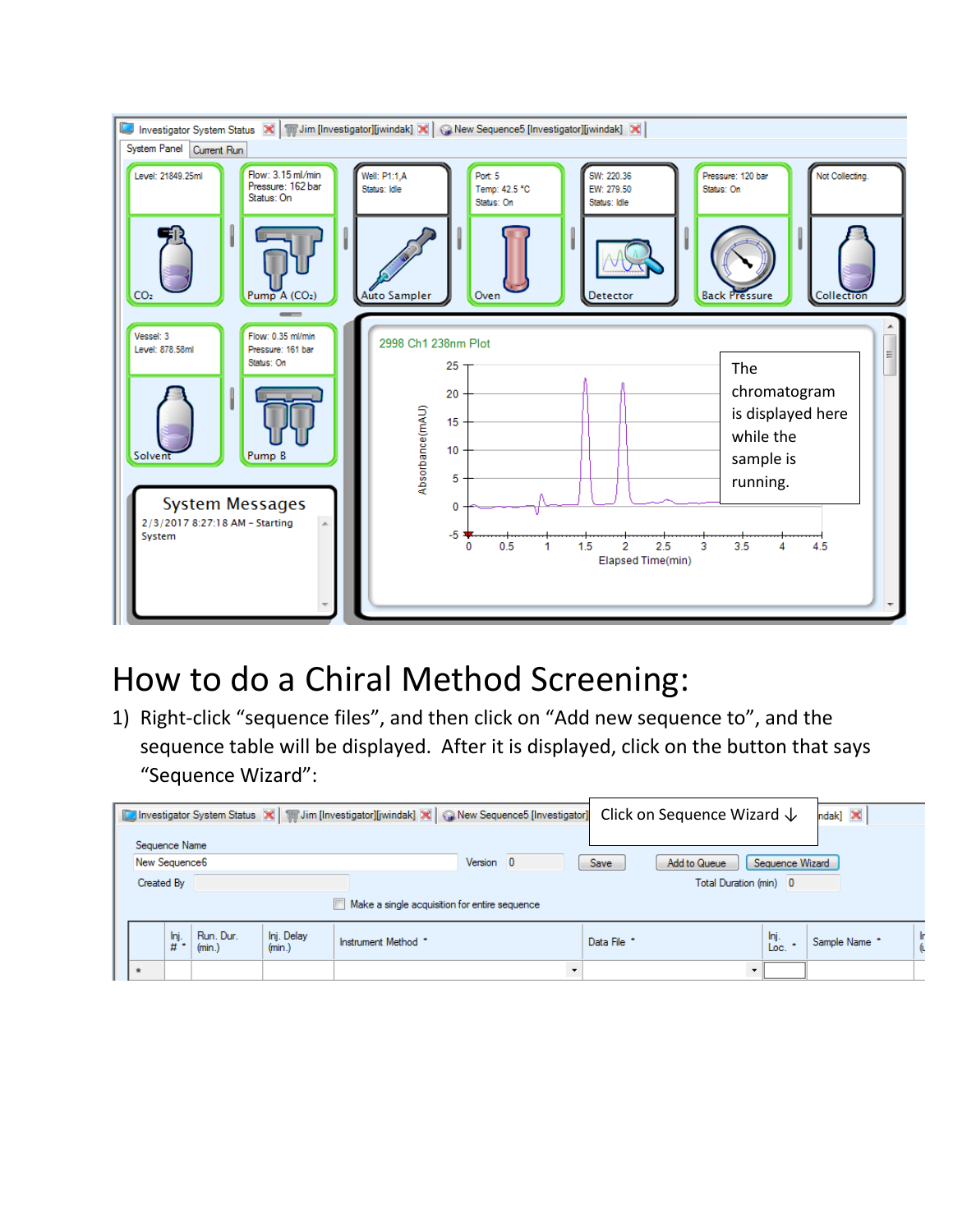# How to do a Chiral Method Screening:

1) Right-click "sequence files", and then click on "Add new sequence to", and the sequence table will be displayed. After it is displayed, click on the button that says "Sequence Wizard":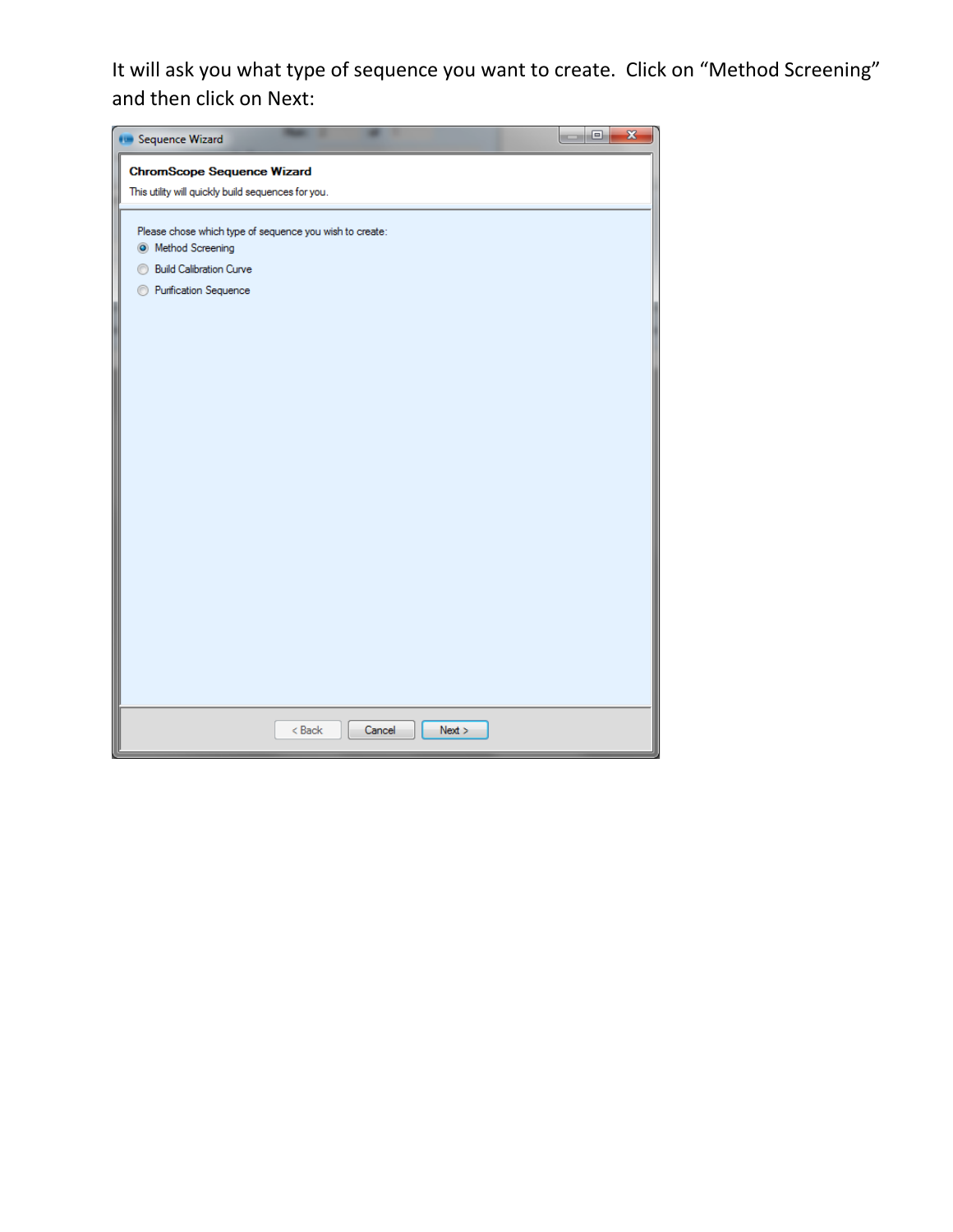It will ask you what type of sequence you want to create. Click on “Method Screening” and then click on Next: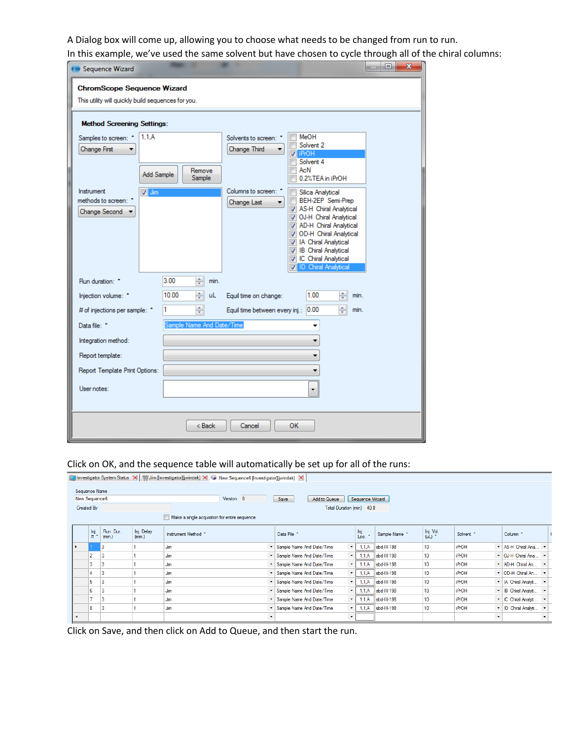A Dialog box will come up, allowing you to choose what needs to be changed from run to run.

In this example, we've used the same solvent but have chosen to cycle through all of the chiral columns:

Click on OK, and the sequence table will automatically be set up for all of the runs:

Click on Save, and then click on Add to Queue, and then start the run.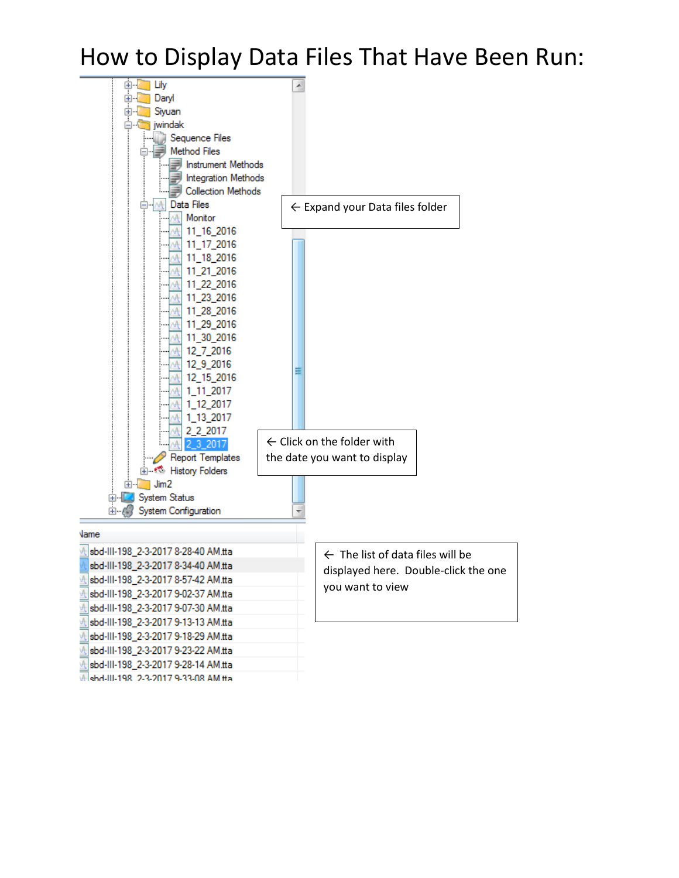# How to Display Data Files That Have Been Run:

- Lily
- Daryl
- Siyuan
- jwindak
  - Sequence Files
  - Method Files
    - Instrument Methods
    - Integration Methods
    - Collection Methods
  - Data Files
    - Monitor
    - 11_16_2016
    - 11_17_2016
    - 11_18_2016
    - 11_21_2016
    - 11_22_2016
    - 11_23_2016
    - 11_28_2016
    - 11_29_2016
    - 11_30_2016
    - 12_7_2016
    - 12_9_2016
    - 12_15_2016
    - 1_11_2017
    - 1_12_2017
    - 1_13_2017
    - 2_2_2017
    - 2_3_2017
  - Report Templates
  - History Folders
- Jim2
- System Status
- System Configuration

← Expand your Data files folder

← Click on the folder with the date you want to display

| Name |
| --- |
| sbd-III-198_2-3-2017 8-28-40 AM.tta |
| sbd-III-198_2-3-2017 8-34-40 AM.tta |
| sbd-III-198_2-3-2017 8-57-42 AM.tta |
| sbd-III-198_2-3-2017 9-02-37 AM.tta |
| sbd-III-198_2-3-2017 9-07-30 AM.tta |
| sbd-III-198_2-3-2017 9-13-13 AM.tta |
| sbd-III-198_2-3-2017 9-18-29 AM.tta |
| sbd-III-198_2-3-2017 9-23-22 AM.tta |
| sbd-III-198_2-3-2017 9-28-14 AM.tta |
| sbd-III-198_2-3-2017 9-33-08 AM.tta |

← The list of data files will be displayed here. Double-click the one you want to view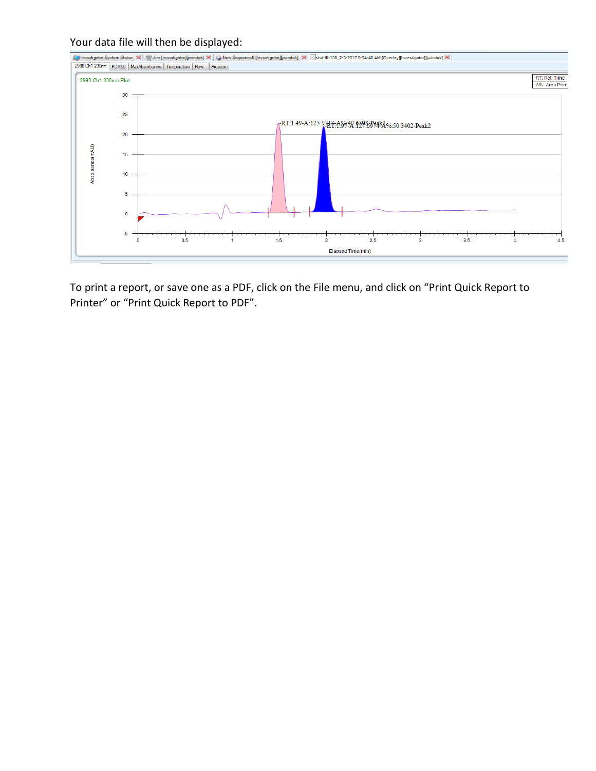Your data file will then be displayed:

To print a report, or save one as a PDF, click on the File menu, and click on "Print Quick Report to Printer" or "Print Quick Report to PDF".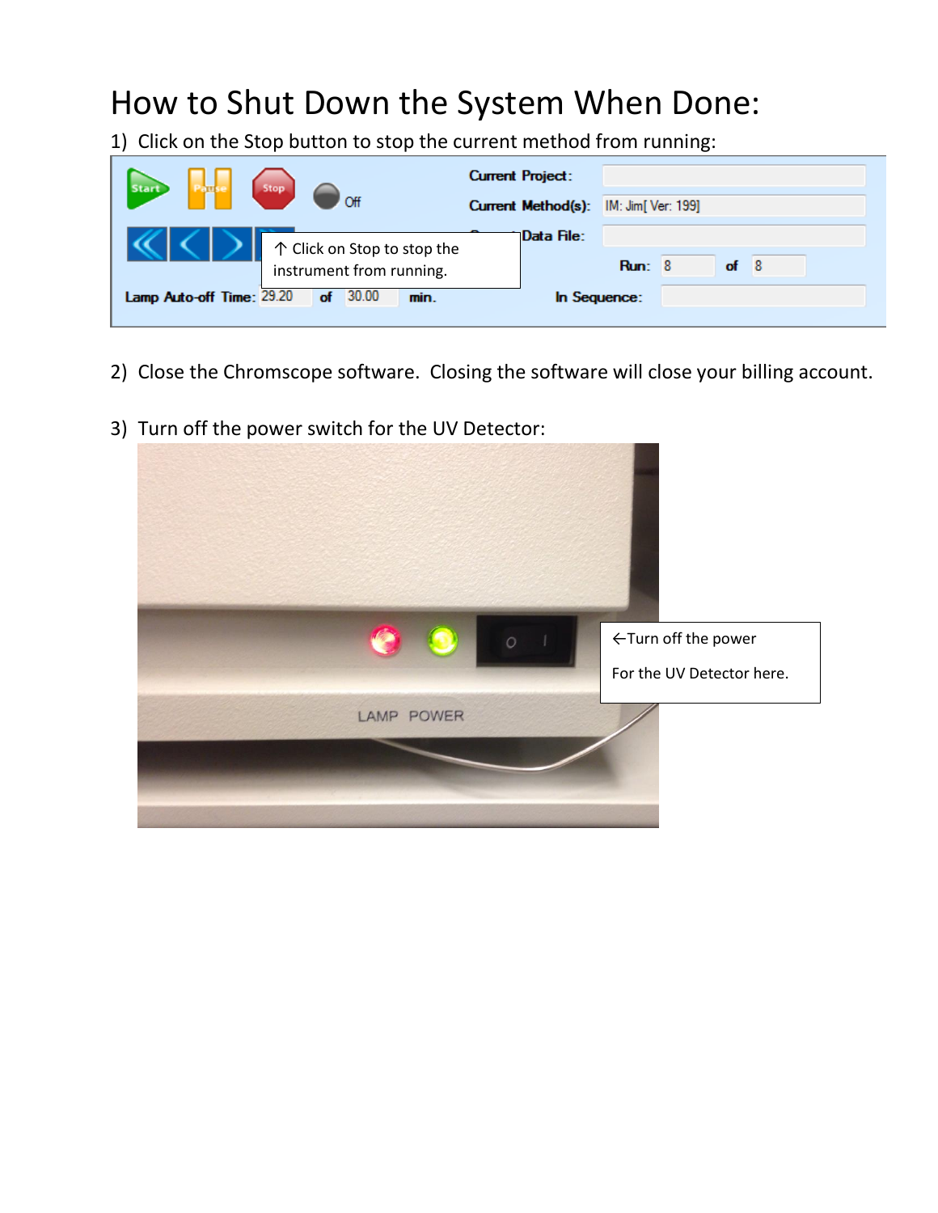# How to Shut Down the System When Done:

1) Click on the Stop button to stop the current method from running:

↑ Click on Stop to stop the instrument from running.

2) Close the Chromscope software. Closing the software will close your billing account.

3) Turn off the power switch for the UV Detector:

←Turn off the power

For the UV Detector here.